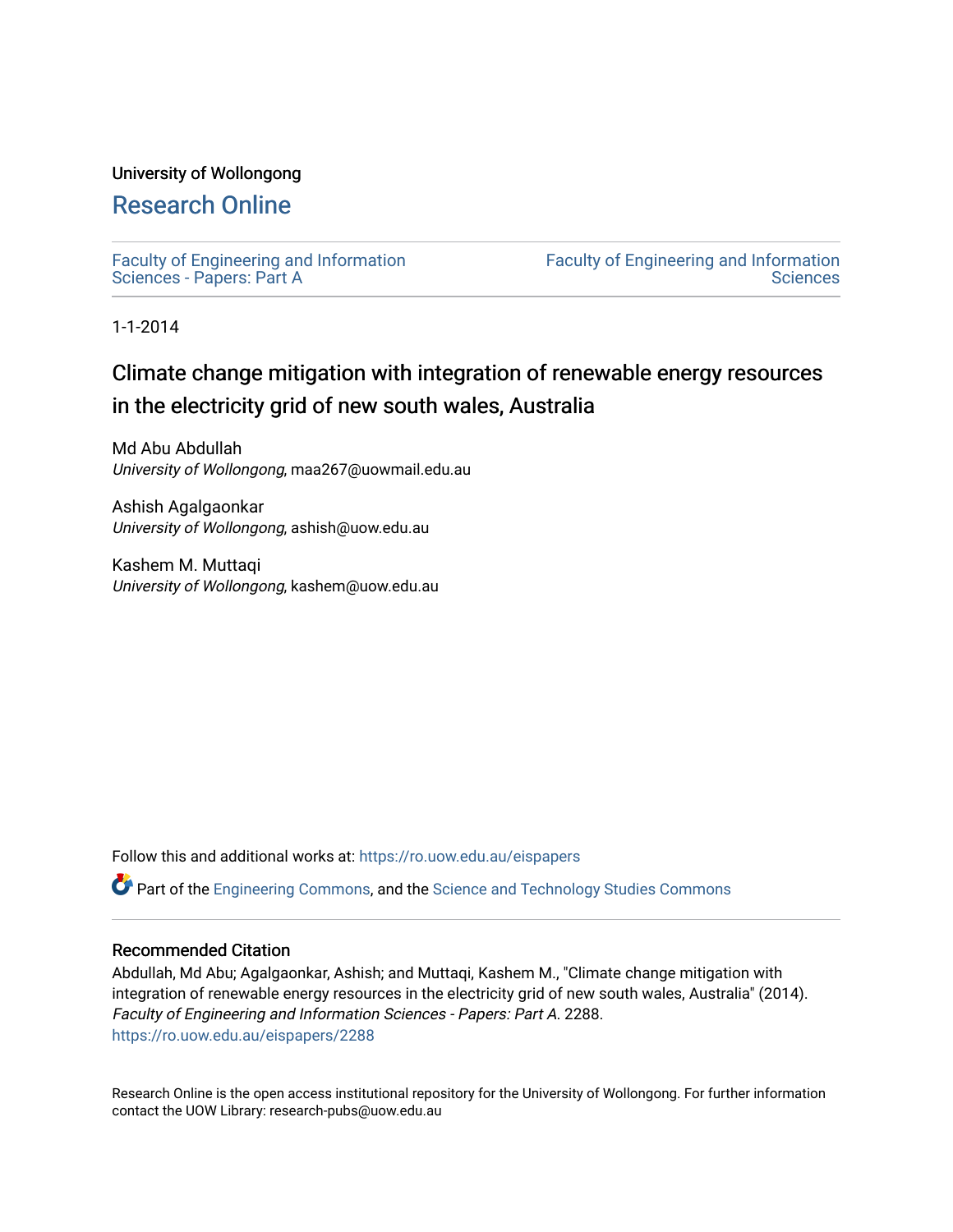University of Wollongong

# Research Online

Faculty of Engineering and Information Sciences - Papers: Part A

Faculty of Engineering and Information Sciences

1-1-2014

## Climate change mitigation with integration of renewable energy resources in the electricity grid of new south wales, Australia

Md Abu Abdullah
*University of Wollongong*, maa267@uowmail.edu.au

Ashish Agalgaonkar
*University of Wollongong*, ashish@uow.edu.au

Kashem M. Muttaqi
*University of Wollongong*, kashem@uow.edu.au

Follow this and additional works at: https://ro.uow.edu.au/eispapers

Part of the Engineering Commons, and the Science and Technology Studies Commons

### Recommended Citation

Abdullah, Md Abu; Agalgaonkar, Ashish; and Muttaqi, Kashem M., "Climate change mitigation with integration of renewable energy resources in the electricity grid of new south wales, Australia" (2014). *Faculty of Engineering and Information Sciences - Papers: Part A*. 2288.
https://ro.uow.edu.au/eispapers/2288

Research Online is the open access institutional repository for the University of Wollongong. For further information contact the UOW Library: research-pubs@uow.edu.au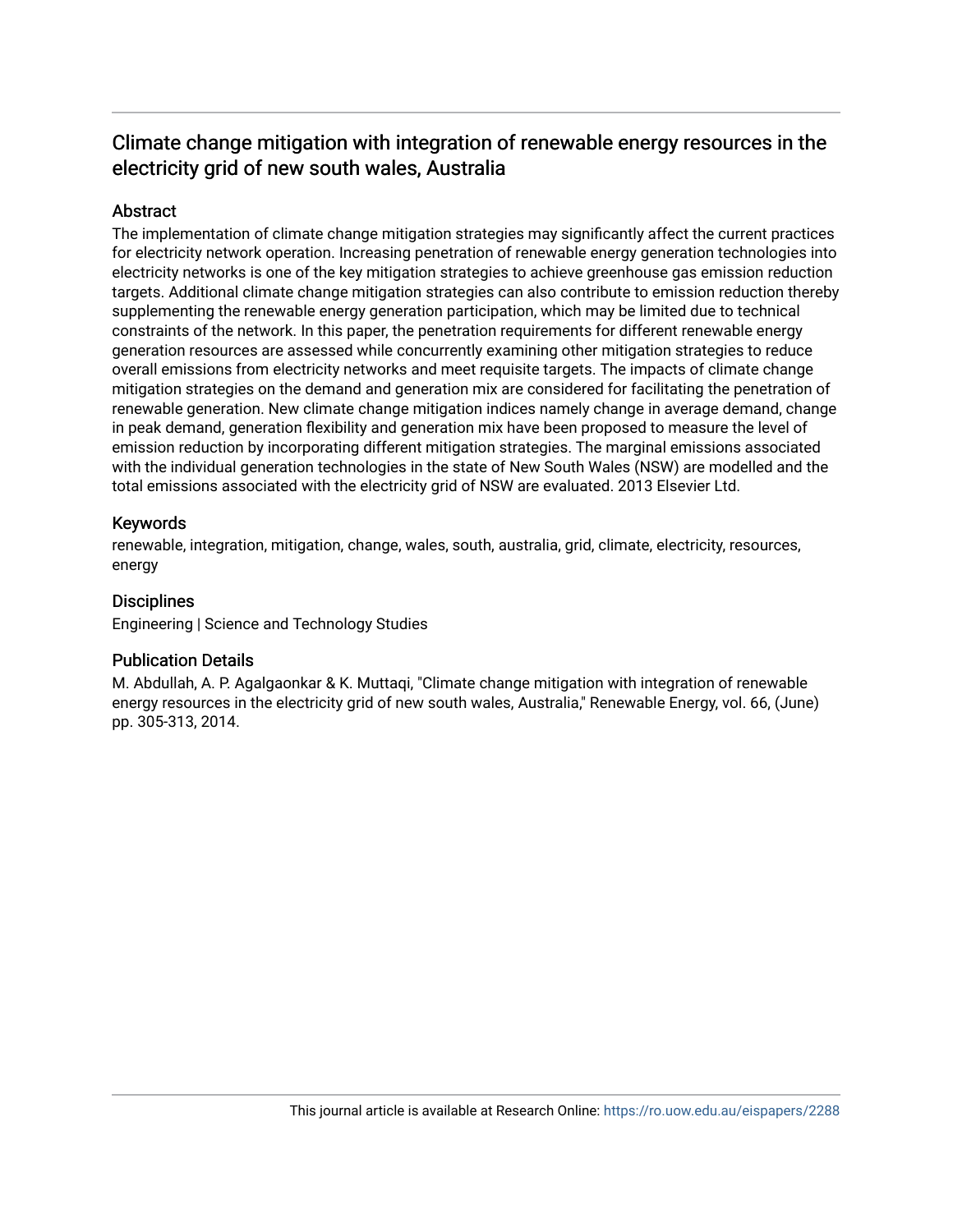# Climate change mitigation with integration of renewable energy resources in the electricity grid of new south wales, Australia

## Abstract

The implementation of climate change mitigation strategies may significantly affect the current practices for electricity network operation. Increasing penetration of renewable energy generation technologies into electricity networks is one of the key mitigation strategies to achieve greenhouse gas emission reduction targets. Additional climate change mitigation strategies can also contribute to emission reduction thereby supplementing the renewable energy generation participation, which may be limited due to technical constraints of the network. In this paper, the penetration requirements for different renewable energy generation resources are assessed while concurrently examining other mitigation strategies to reduce overall emissions from electricity networks and meet requisite targets. The impacts of climate change mitigation strategies on the demand and generation mix are considered for facilitating the penetration of renewable generation. New climate change mitigation indices namely change in average demand, change in peak demand, generation flexibility and generation mix have been proposed to measure the level of emission reduction by incorporating different mitigation strategies. The marginal emissions associated with the individual generation technologies in the state of New South Wales (NSW) are modelled and the total emissions associated with the electricity grid of NSW are evaluated. 2013 Elsevier Ltd.

## Keywords

renewable, integration, mitigation, change, wales, south, australia, grid, climate, electricity, resources, energy

## Disciplines

Engineering | Science and Technology Studies

## Publication Details

M. Abdullah, A. P. Agalgaonkar & K. Muttaqi, "Climate change mitigation with integration of renewable energy resources in the electricity grid of new south wales, Australia," Renewable Energy, vol. 66, (June) pp. 305-313, 2014.

This journal article is available at Research Online: https://ro.uow.edu.au/eispapers/2288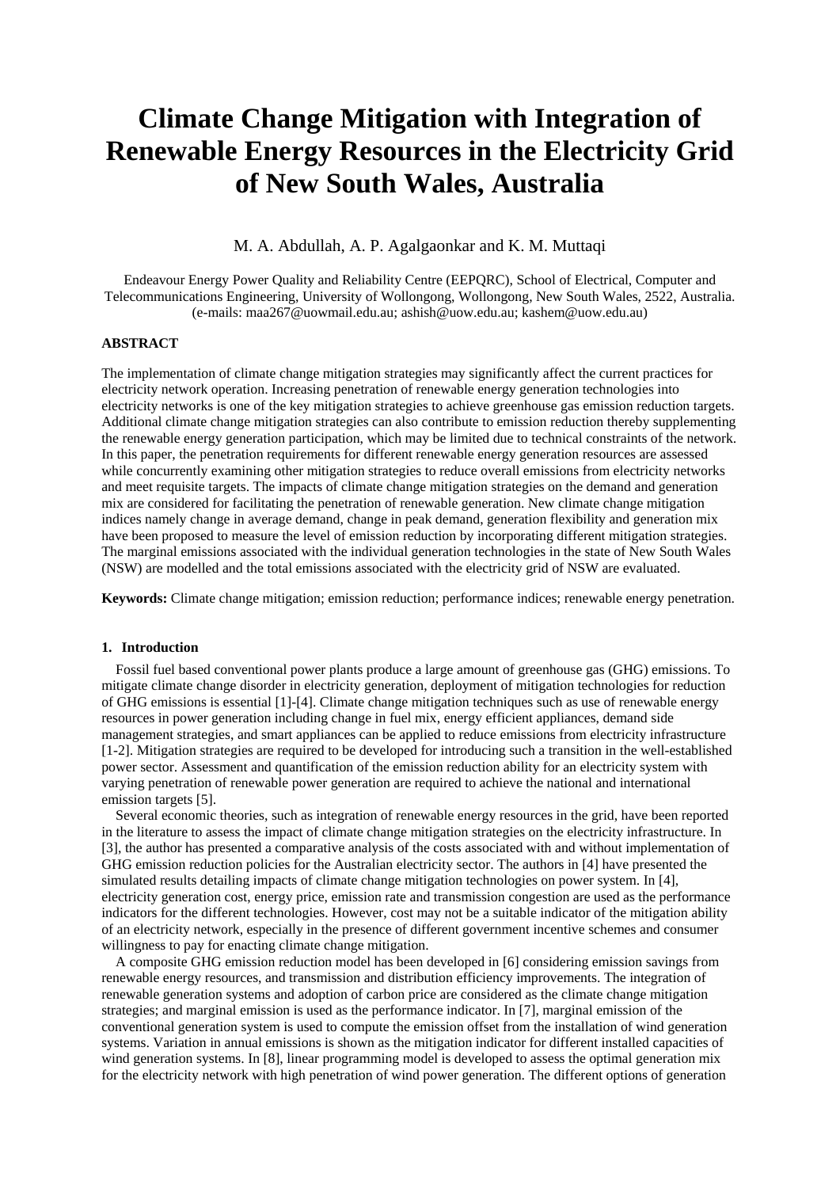# Climate Change Mitigation with Integration of Renewable Energy Resources in the Electricity Grid of New South Wales, Australia

M. A. Abdullah, A. P. Agalgaonkar and K. M. Muttaqi

Endeavour Energy Power Quality and Reliability Centre (EEPQRC), School of Electrical, Computer and Telecommunications Engineering, University of Wollongong, Wollongong, New South Wales, 2522, Australia. (e-mails: maa267@uowmail.edu.au; ashish@uow.edu.au; kashem@uow.edu.au)

**ABSTRACT**

The implementation of climate change mitigation strategies may significantly affect the current practices for electricity network operation. Increasing penetration of renewable energy generation technologies into electricity networks is one of the key mitigation strategies to achieve greenhouse gas emission reduction targets. Additional climate change mitigation strategies can also contribute to emission reduction thereby supplementing the renewable energy generation participation, which may be limited due to technical constraints of the network. In this paper, the penetration requirements for different renewable energy generation resources are assessed while concurrently examining other mitigation strategies to reduce overall emissions from electricity networks and meet requisite targets. The impacts of climate change mitigation strategies on the demand and generation mix are considered for facilitating the penetration of renewable generation. New climate change mitigation indices namely change in average demand, change in peak demand, generation flexibility and generation mix have been proposed to measure the level of emission reduction by incorporating different mitigation strategies. The marginal emissions associated with the individual generation technologies in the state of New South Wales (NSW) are modelled and the total emissions associated with the electricity grid of NSW are evaluated.

**Keywords:** Climate change mitigation; emission reduction; performance indices; renewable energy penetration.

## 1. Introduction

Fossil fuel based conventional power plants produce a large amount of greenhouse gas (GHG) emissions. To mitigate climate change disorder in electricity generation, deployment of mitigation technologies for reduction of GHG emissions is essential [1]-[4]. Climate change mitigation techniques such as use of renewable energy resources in power generation including change in fuel mix, energy efficient appliances, demand side management strategies, and smart appliances can be applied to reduce emissions from electricity infrastructure [1-2]. Mitigation strategies are required to be developed for introducing such a transition in the well-established power sector. Assessment and quantification of the emission reduction ability for an electricity system with varying penetration of renewable power generation are required to achieve the national and international emission targets [5].

Several economic theories, such as integration of renewable energy resources in the grid, have been reported in the literature to assess the impact of climate change mitigation strategies on the electricity infrastructure. In [3], the author has presented a comparative analysis of the costs associated with and without implementation of GHG emission reduction policies for the Australian electricity sector. The authors in [4] have presented the simulated results detailing impacts of climate change mitigation technologies on power system. In [4], electricity generation cost, energy price, emission rate and transmission congestion are used as the performance indicators for the different technologies. However, cost may not be a suitable indicator of the mitigation ability of an electricity network, especially in the presence of different government incentive schemes and consumer willingness to pay for enacting climate change mitigation.

A composite GHG emission reduction model has been developed in [6] considering emission savings from renewable energy resources, and transmission and distribution efficiency improvements. The integration of renewable generation systems and adoption of carbon price are considered as the climate change mitigation strategies; and marginal emission is used as the performance indicator. In [7], marginal emission of the conventional generation system is used to compute the emission offset from the installation of wind generation systems. Variation in annual emissions is shown as the mitigation indicator for different installed capacities of wind generation systems. In [8], linear programming model is developed to assess the optimal generation mix for the electricity network with high penetration of wind power generation. The different options of generation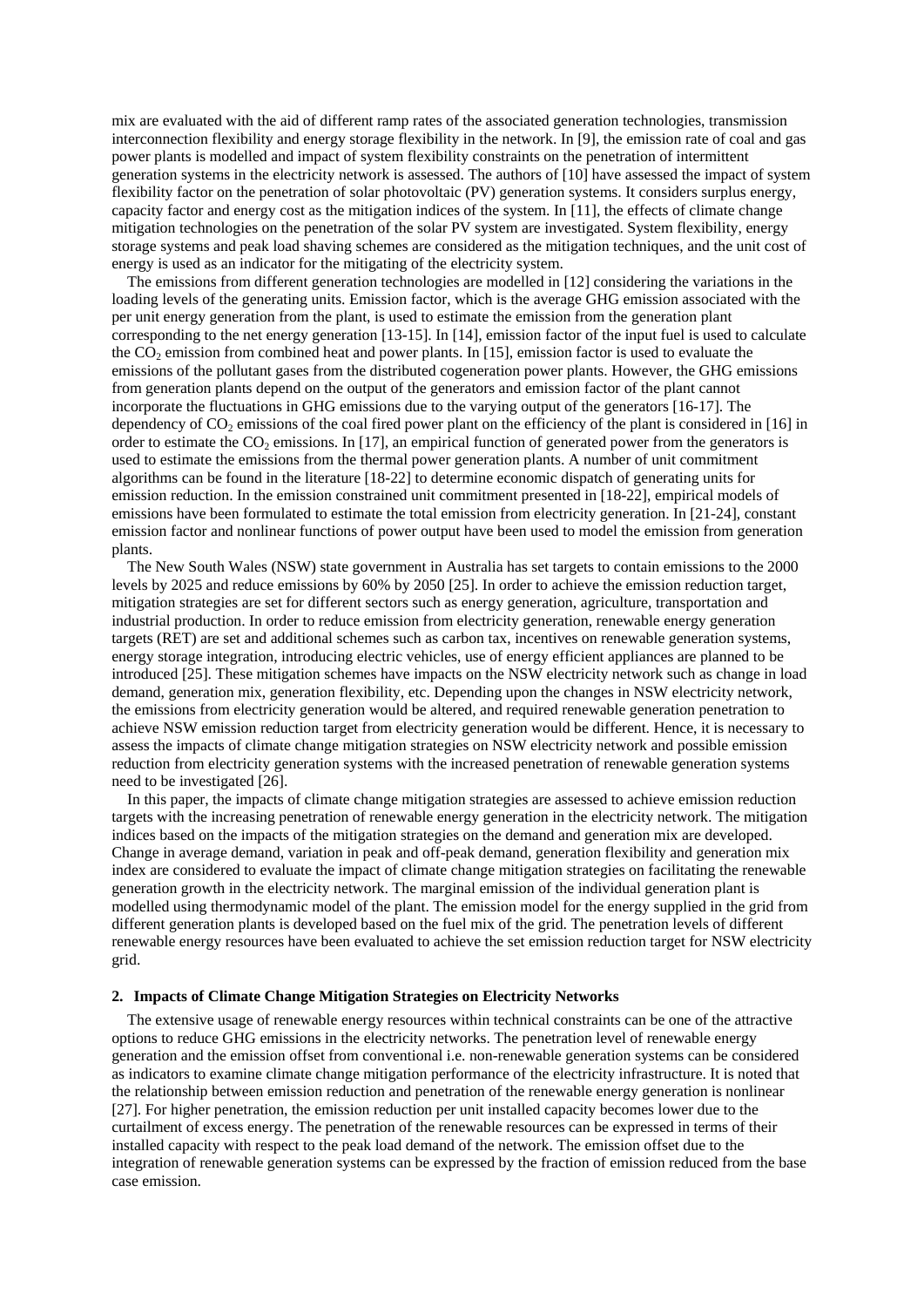mix are evaluated with the aid of different ramp rates of the associated generation technologies, transmission interconnection flexibility and energy storage flexibility in the network. In [9], the emission rate of coal and gas power plants is modelled and impact of system flexibility constraints on the penetration of intermittent generation systems in the electricity network is assessed. The authors of [10] have assessed the impact of system flexibility factor on the penetration of solar photovoltaic (PV) generation systems. It considers surplus energy, capacity factor and energy cost as the mitigation indices of the system. In [11], the effects of climate change mitigation technologies on the penetration of the solar PV system are investigated. System flexibility, energy storage systems and peak load shaving schemes are considered as the mitigation techniques, and the unit cost of energy is used as an indicator for the mitigating of the electricity system.

The emissions from different generation technologies are modelled in [12] considering the variations in the loading levels of the generating units. Emission factor, which is the average GHG emission associated with the per unit energy generation from the plant, is used to estimate the emission from the generation plant corresponding to the net energy generation [13-15]. In [14], emission factor of the input fuel is used to calculate the $CO_2$ emission from combined heat and power plants. In [15], emission factor is used to evaluate the emissions of the pollutant gases from the distributed cogeneration power plants. However, the GHG emissions from generation plants depend on the output of the generators and emission factor of the plant cannot incorporate the fluctuations in GHG emissions due to the varying output of the generators [16-17]. The dependency of $CO_2$ emissions of the coal fired power plant on the efficiency of the plant is considered in [16] in order to estimate the $CO_2$ emissions. In [17], an empirical function of generated power from the generators is used to estimate the emissions from the thermal power generation plants. A number of unit commitment algorithms can be found in the literature [18-22] to determine economic dispatch of generating units for emission reduction. In the emission constrained unit commitment presented in [18-22], empirical models of emissions have been formulated to estimate the total emission from electricity generation. In [21-24], constant emission factor and nonlinear functions of power output have been used to model the emission from generation plants.

The New South Wales (NSW) state government in Australia has set targets to contain emissions to the 2000 levels by 2025 and reduce emissions by 60% by 2050 [25]. In order to achieve the emission reduction target, mitigation strategies are set for different sectors such as energy generation, agriculture, transportation and industrial production. In order to reduce emission from electricity generation, renewable energy generation targets (RET) are set and additional schemes such as carbon tax, incentives on renewable generation systems, energy storage integration, introducing electric vehicles, use of energy efficient appliances are planned to be introduced [25]. These mitigation schemes have impacts on the NSW electricity network such as change in load demand, generation mix, generation flexibility, etc. Depending upon the changes in NSW electricity network, the emissions from electricity generation would be altered, and required renewable generation penetration to achieve NSW emission reduction target from electricity generation would be different. Hence, it is necessary to assess the impacts of climate change mitigation strategies on NSW electricity network and possible emission reduction from electricity generation systems with the increased penetration of renewable generation systems need to be investigated [26].

In this paper, the impacts of climate change mitigation strategies are assessed to achieve emission reduction targets with the increasing penetration of renewable energy generation in the electricity network. The mitigation indices based on the impacts of the mitigation strategies on the demand and generation mix are developed. Change in average demand, variation in peak and off-peak demand, generation flexibility and generation mix index are considered to evaluate the impact of climate change mitigation strategies on facilitating the renewable generation growth in the electricity network. The marginal emission of the individual generation plant is modelled using thermodynamic model of the plant. The emission model for the energy supplied in the grid from different generation plants is developed based on the fuel mix of the grid. The penetration levels of different renewable energy resources have been evaluated to achieve the set emission reduction target for NSW electricity grid.

## 2. Impacts of Climate Change Mitigation Strategies on Electricity Networks

The extensive usage of renewable energy resources within technical constraints can be one of the attractive options to reduce GHG emissions in the electricity networks. The penetration level of renewable energy generation and the emission offset from conventional i.e. non-renewable generation systems can be considered as indicators to examine climate change mitigation performance of the electricity infrastructure. It is noted that the relationship between emission reduction and penetration of the renewable energy generation is nonlinear [27]. For higher penetration, the emission reduction per unit installed capacity becomes lower due to the curtailment of excess energy. The penetration of the renewable resources can be expressed in terms of their installed capacity with respect to the peak load demand of the network. The emission offset due to the integration of renewable generation systems can be expressed by the fraction of emission reduced from the base case emission.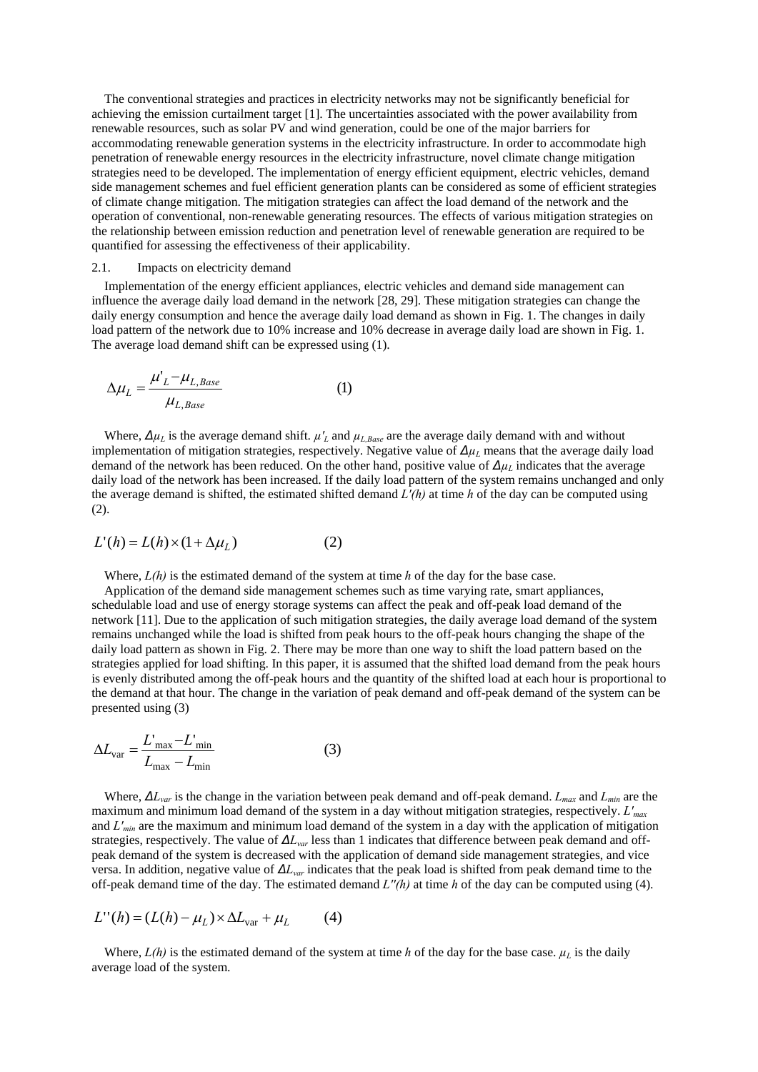The conventional strategies and practices in electricity networks may not be significantly beneficial for achieving the emission curtailment target [1]. The uncertainties associated with the power availability from renewable resources, such as solar PV and wind generation, could be one of the major barriers for accommodating renewable generation systems in the electricity infrastructure. In order to accommodate high penetration of renewable energy resources in the electricity infrastructure, novel climate change mitigation strategies need to be developed. The implementation of energy efficient equipment, electric vehicles, demand side management schemes and fuel efficient generation plants can be considered as some of efficient strategies of climate change mitigation. The mitigation strategies can affect the load demand of the network and the operation of conventional, non-renewable generating resources. The effects of various mitigation strategies on the relationship between emission reduction and penetration level of renewable generation are required to be quantified for assessing the effectiveness of their applicability.

### 2.1. Impacts on electricity demand

Implementation of the energy efficient appliances, electric vehicles and demand side management can influence the average daily load demand in the network [28, 29]. These mitigation strategies can change the daily energy consumption and hence the average daily load demand as shown in Fig. 1. The changes in daily load pattern of the network due to 10% increase and 10% decrease in average daily load are shown in Fig. 1. The average load demand shift can be expressed using (1).

$$\Delta\mu_L = \frac{\mu'_L - \mu_{L,Base}}{\mu_{L,Base}} \qquad (1)$$

Where, $\Delta\mu_L$ is the average demand shift. $\mu'_L$ and $\mu_{L,Base}$ are the average daily demand with and without implementation of mitigation strategies, respectively. Negative value of $\Delta\mu_L$ means that the average daily load demand of the network has been reduced. On the other hand, positive value of $\Delta\mu_L$ indicates that the average daily load of the network has been increased. If the daily load pattern of the system remains unchanged and only the average demand is shifted, the estimated shifted demand $L'(h)$ at time $h$ of the day can be computed using (2).

$$L'(h) = L(h) \times (1 + \Delta\mu_L) \qquad (2)$$

Where, $L(h)$ is the estimated demand of the system at time $h$ of the day for the base case.

Application of the demand side management schemes such as time varying rate, smart appliances, schedulable load and use of energy storage systems can affect the peak and off-peak load demand of the network [11]. Due to the application of such mitigation strategies, the daily average load demand of the system remains unchanged while the load is shifted from peak hours to the off-peak hours changing the shape of the daily load pattern as shown in Fig. 2. There may be more than one way to shift the load pattern based on the strategies applied for load shifting. In this paper, it is assumed that the shifted load demand from the peak hours is evenly distributed among the off-peak hours and the quantity of the shifted load at each hour is proportional to the demand at that hour. The change in the variation of peak demand and off-peak demand of the system can be presented using (3)

$$\Delta L_{\text{var}} = \frac{L'_{\max} - L'_{\min}}{L_{\max} - L_{\min}} \qquad (3)$$

Where, $\Delta L_{var}$ is the change in the variation between peak demand and off-peak demand. $L_{max}$ and $L_{min}$ are the maximum and minimum load demand of the system in a day without mitigation strategies, respectively. $L'_{max}$ and $L'_{min}$ are the maximum and minimum load demand of the system in a day with the application of mitigation strategies, respectively. The value of $\Delta L_{var}$ less than 1 indicates that difference between peak demand and off-peak demand of the system is decreased with the application of demand side management strategies, and vice versa. In addition, negative value of $\Delta L_{var}$ indicates that the peak load is shifted from peak demand time to the off-peak demand time of the day. The estimated demand $L''(h)$ at time $h$ of the day can be computed using (4).

$$L''(h) = (L(h) - \mu_L) \times \Delta L_{\text{var}} + \mu_L \qquad (4)$$

Where, $L(h)$ is the estimated demand of the system at time $h$ of the day for the base case. $\mu_L$ is the daily average load of the system.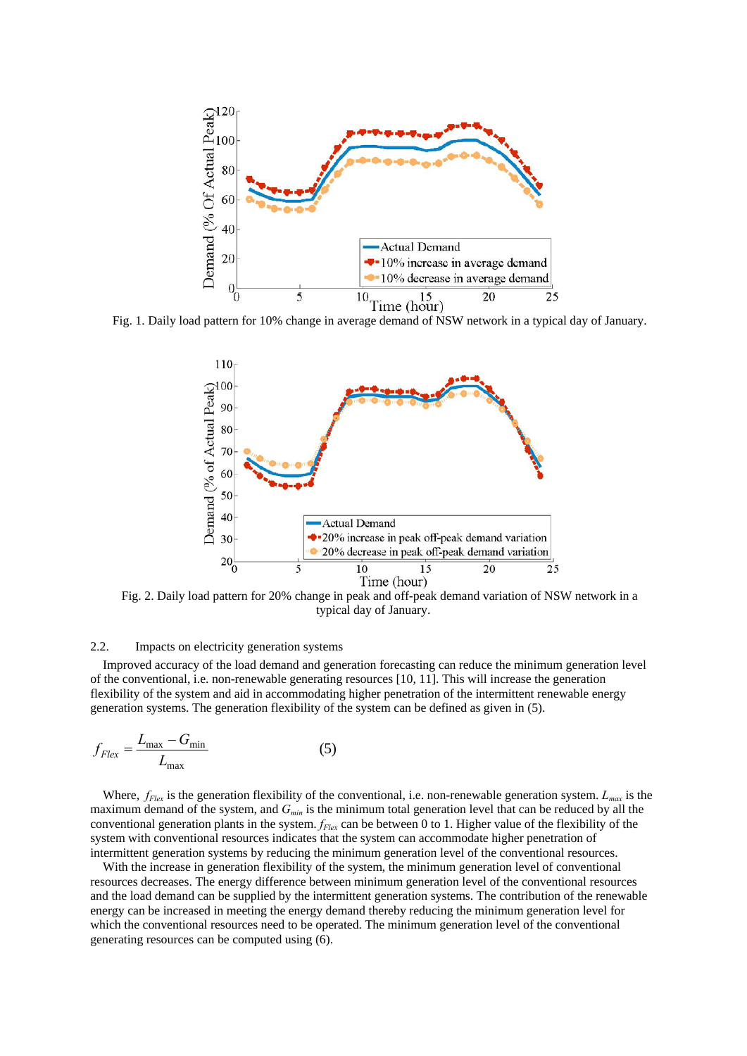Fig. 1. Daily load pattern for 10% change in average demand of NSW network in a typical day of January.

Fig. 2. Daily load pattern for 20% change in peak and off-peak demand variation of NSW network in a typical day of January.

### 2.2. Impacts on electricity generation systems

Improved accuracy of the load demand and generation forecasting can reduce the minimum generation level of the conventional, i.e. non-renewable generating resources [10, 11]. This will increase the generation flexibility of the system and aid in accommodating higher penetration of the intermittent renewable energy generation systems. The generation flexibility of the system can be defined as given in (5).

$$f_{Flex} = \frac{L_{\max} - G_{\min}}{L_{\max}} \qquad (5)$$

Where, $f_{Flex}$ is the generation flexibility of the conventional, i.e. non-renewable generation system. $L_{max}$ is the maximum demand of the system, and $G_{min}$ is the minimum total generation level that can be reduced by all the conventional generation plants in the system. $f_{Flex}$ can be between 0 to 1. Higher value of the flexibility of the system with conventional resources indicates that the system can accommodate higher penetration of intermittent generation systems by reducing the minimum generation level of the conventional resources.

With the increase in generation flexibility of the system, the minimum generation level of conventional resources decreases. The energy difference between minimum generation level of the conventional resources and the load demand can be supplied by the intermittent generation systems. The contribution of the renewable energy can be increased in meeting the energy demand thereby reducing the minimum generation level for which the conventional resources need to be operated. The minimum generation level of the conventional generating resources can be computed using (6).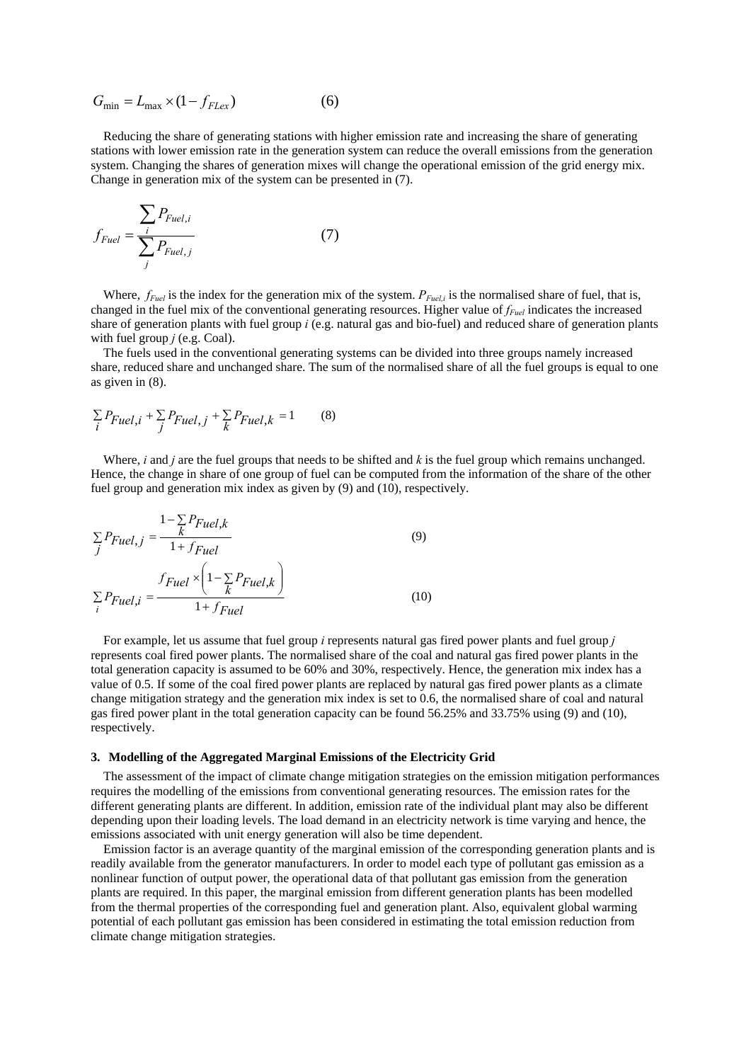$$G_{\min} = L_{\max} \times (1 - f_{FLex}) \qquad (6)$$

Reducing the share of generating stations with higher emission rate and increasing the share of generating stations with lower emission rate in the generation system can reduce the overall emissions from the generation system. Changing the shares of generation mixes will change the operational emission of the grid energy mix. Change in generation mix of the system can be presented in (7).

$$f_{Fuel} = \frac{\sum_{i} P_{Fuel,i}}{\sum_{j} P_{Fuel,j}} \qquad (7)$$

Where, $f_{Fuel}$ is the index for the generation mix of the system. $P_{Fuel,i}$ is the normalised share of fuel, that is, changed in the fuel mix of the conventional generating resources. Higher value of $f_{Fuel}$ indicates the increased share of generation plants with fuel group $i$ (e.g. natural gas and bio-fuel) and reduced share of generation plants with fuel group $j$ (e.g. Coal).

The fuels used in the conventional generating systems can be divided into three groups namely increased share, reduced share and unchanged share. The sum of the normalised share of all the fuel groups is equal to one as given in (8).

$$\sum_{i} P_{Fuel,i} + \sum_{j} P_{Fuel,j} + \sum_{k} P_{Fuel,k} = 1 \qquad (8)$$

Where, $i$ and $j$ are the fuel groups that needs to be shifted and $k$ is the fuel group which remains unchanged. Hence, the change in share of one group of fuel can be computed from the information of the share of the other fuel group and generation mix index as given by (9) and (10), respectively.

$$\sum_{j} P_{Fuel,j} = \frac{1 - \sum_{k} P_{Fuel,k}}{1 + f_{Fuel}} \qquad (9)$$

$$\sum_{i} P_{Fuel,i} = \frac{f_{Fuel} \times \left(1 - \sum_{k} P_{Fuel,k}\right)}{1 + f_{Fuel}} \qquad (10)$$

For example, let us assume that fuel group $i$ represents natural gas fired power plants and fuel group $j$ represents coal fired power plants. The normalised share of the coal and natural gas fired power plants in the total generation capacity is assumed to be 60% and 30%, respectively. Hence, the generation mix index has a value of 0.5. If some of the coal fired power plants are replaced by natural gas fired power plants as a climate change mitigation strategy and the generation mix index is set to 0.6, the normalised share of coal and natural gas fired power plant in the total generation capacity can be found 56.25% and 33.75% using (9) and (10), respectively.

### 3. Modelling of the Aggregated Marginal Emissions of the Electricity Grid

The assessment of the impact of climate change mitigation strategies on the emission mitigation performances requires the modelling of the emissions from conventional generating resources. The emission rates for the different generating plants are different. In addition, emission rate of the individual plant may also be different depending upon their loading levels. The load demand in an electricity network is time varying and hence, the emissions associated with unit energy generation will also be time dependent.

Emission factor is an average quantity of the marginal emission of the corresponding generation plants and is readily available from the generator manufacturers. In order to model each type of pollutant gas emission as a nonlinear function of output power, the operational data of that pollutant gas emission from the generation plants are required. In this paper, the marginal emission from different generation plants has been modelled from the thermal properties of the corresponding fuel and generation plant. Also, equivalent global warming potential of each pollutant gas emission has been considered in estimating the total emission reduction from climate change mitigation strategies.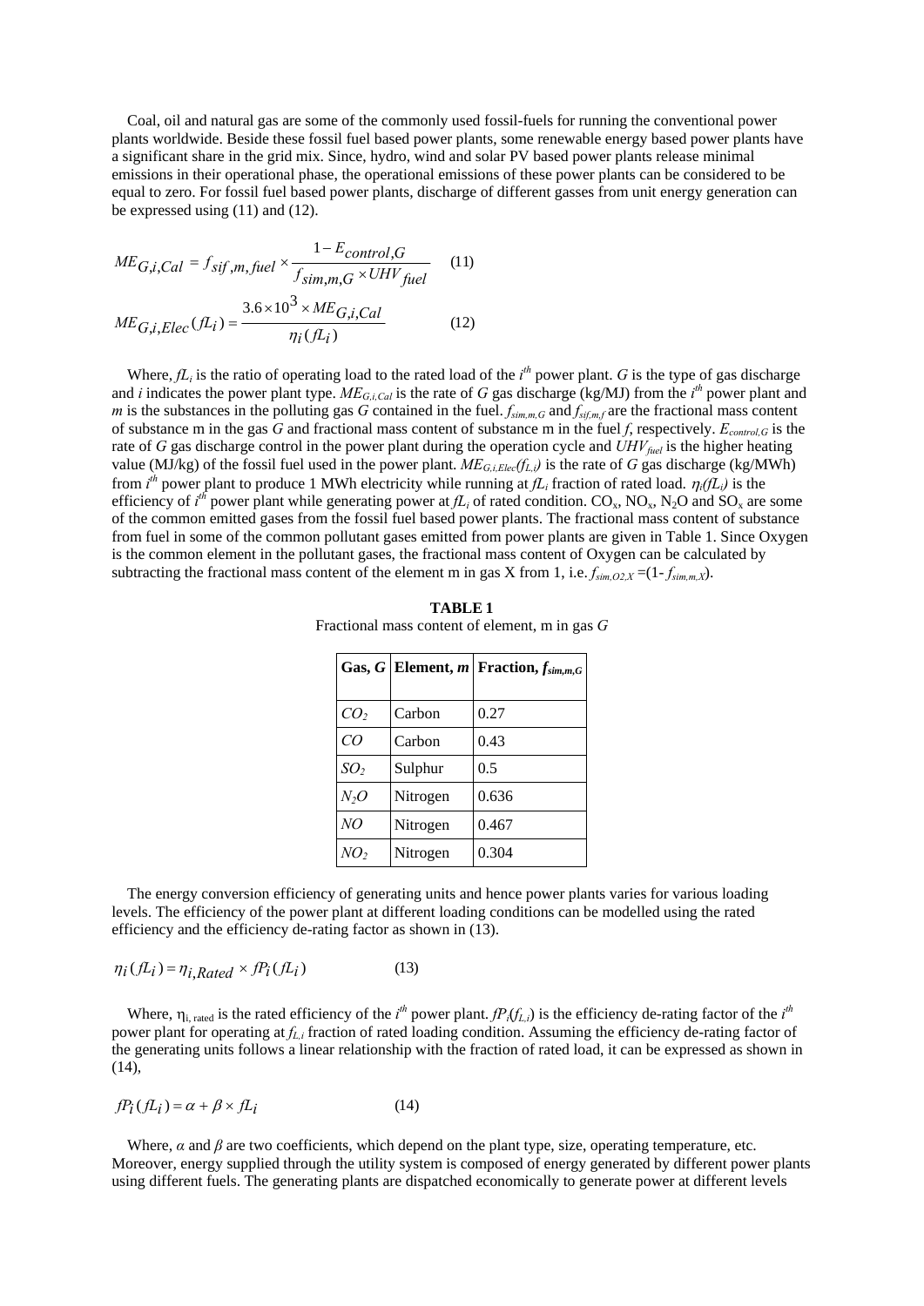Coal, oil and natural gas are some of the commonly used fossil-fuels for running the conventional power plants worldwide. Beside these fossil fuel based power plants, some renewable energy based power plants have a significant share in the grid mix. Since, hydro, wind and solar PV based power plants release minimal emissions in their operational phase, the operational emissions of these power plants can be considered to be equal to zero. For fossil fuel based power plants, discharge of different gasses from unit energy generation can be expressed using (11) and (12).

$$ME_{G,i,Cal} = f_{sif,m,fuel} \times \frac{1 - E_{control,G}}{f_{sim,m,G} \times UHV_{fuel}} \quad (11)$$

$$ME_{G,i,Elec}(fL_i) = \frac{3.6 \times 10^3 \times ME_{G,i,Cal}}{\eta_i(fL_i)} \quad (12)$$

Where, $fL_i$ is the ratio of operating load to the rated load of the $i^{th}$ power plant. $G$ is the type of gas discharge and $i$ indicates the power plant type. $ME_{G,i,Cal}$ is the rate of $G$ gas discharge (kg/MJ) from the $i^{th}$ power plant and $m$ is the substances in the polluting gas $G$ contained in the fuel. $f_{sim,m,G}$ and $f_{sif,m,f}$ are the fractional mass content of substance m in the gas $G$ and fractional mass content of substance m in the fuel $f$, respectively. $E_{control,G}$ is the rate of $G$ gas discharge control in the power plant during the operation cycle and $UHV_{fuel}$ is the higher heating value (MJ/kg) of the fossil fuel used in the power plant. $ME_{G,i,Elec}(f_{L,i})$ is the rate of $G$ gas discharge (kg/MWh) from $i^{th}$ power plant to produce 1 MWh electricity while running at $fL_i$ fraction of rated load. $\eta_i(fL_i)$ is the efficiency of $i^{th}$ power plant while generating power at $fL_i$ of rated condition. $CO_x$, $NO_x$, $N_2O$ and $SO_x$ are some of the common emitted gases from the fossil fuel based power plants. The fractional mass content of substance from fuel in some of the common pollutant gases emitted from power plants are given in Table 1. Since Oxygen is the common element in the pollutant gases, the fractional mass content of Oxygen can be calculated by subtracting the fractional mass content of the element m in gas X from 1, i.e. $f_{sim,O2,X} = (1 - f_{sim,m,X})$.

**TABLE 1**
Fractional mass content of element, m in gas *G*

| **Gas, *G*** | **Element, *m*** | **Fraction, $f_{sim,m,G}$** |
|---|---|---|
| $CO_2$ | Carbon | 0.27 |
| $CO$ | Carbon | 0.43 |
| $SO_2$ | Sulphur | 0.5 |
| $N_2O$ | Nitrogen | 0.636 |
| $NO$ | Nitrogen | 0.467 |
| $NO_2$ | Nitrogen | 0.304 |

The energy conversion efficiency of generating units and hence power plants varies for various loading levels. The efficiency of the power plant at different loading conditions can be modelled using the rated efficiency and the efficiency de-rating factor as shown in (13).

$$\eta_i(fL_i) = \eta_{i,Rated} \times fP_i(fL_i) \quad (13)$$

Where, $\eta_{i,\text{rated}}$ is the rated efficiency of the $i^{th}$ power plant. $fP_i(f_{L,i})$ is the efficiency de-rating factor of the $i^{th}$ power plant for operating at $f_{L,i}$ fraction of rated loading condition. Assuming the efficiency de-rating factor of the generating units follows a linear relationship with the fraction of rated load, it can be expressed as shown in (14),

$$fP_i(fL_i) = \alpha + \beta \times fL_i \quad (14)$$

Where, $\alpha$ and $\beta$ are two coefficients, which depend on the plant type, size, operating temperature, etc. Moreover, energy supplied through the utility system is composed of energy generated by different power plants using different fuels. The generating plants are dispatched economically to generate power at different levels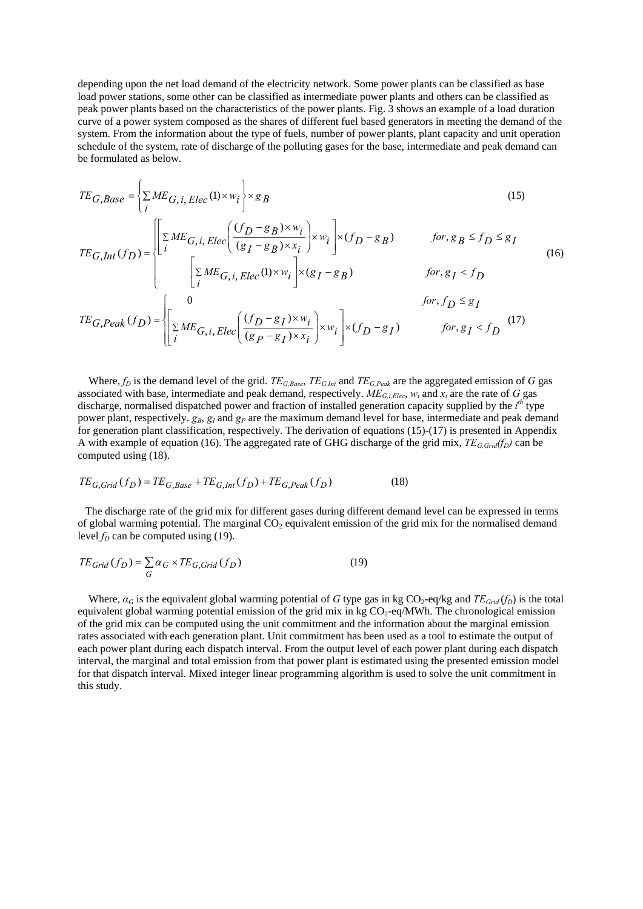depending upon the net load demand of the electricity network. Some power plants can be classified as base load power stations, some other can be classified as intermediate power plants and others can be classified as peak power plants based on the characteristics of the power plants. Fig. 3 shows an example of a load duration curve of a power system composed as the shares of different fuel based generators in meeting the demand of the system. From the information about the type of fuels, number of power plants, plant capacity and unit operation schedule of the system, rate of discharge of the polluting gases for the base, intermediate and peak demand can be formulated as below.

$$TE_{G,Base} = \left\{ \sum_i ME_{G,i,Elec}(1) \times w_i \right\} \times g_B \tag{15}$$

$$TE_{G,Int}(f_D) = \begin{cases} \left[ \sum_i ME_{G,i,Elec}\left( \dfrac{(f_D - g_B) \times w_i}{(g_I - g_B) \times x_i} \right) \times w_i \right] \times (f_D - g_B) & for, g_B \le f_D \le g_I \\ \left[ \sum_i ME_{G,i,Elec}(1) \times w_i \right] \times (g_I - g_B) & for, g_I < f_D \end{cases} \tag{16}$$

$$TE_{G,Peak}(f_D) = \begin{cases} 0 & for, f_D \le g_I \\ \left[ \sum_i ME_{G,i,Elec}\left( \dfrac{(f_D - g_I) \times w_i}{(g_P - g_I) \times x_i} \right) \times w_i \right] \times (f_D - g_I) & for, g_I < f_D \end{cases} \tag{17}$$

Where, $f_D$ is the demand level of the grid. $TE_{G,Base}$, $TE_{G,Int}$ and $TE_{G,Peak}$ are the aggregated emission of $G$ gas associated with base, intermediate and peak demand, respectively. $ME_{G,i,Elec}$, $w_i$ and $x_i$ are the rate of $G$ gas discharge, normalised dispatched power and fraction of installed generation capacity supplied by the $i^{th}$ type power plant, respectively. $g_B$, $g_I$ and $g_P$ are the maximum demand level for base, intermediate and peak demand for generation plant classification, respectively. The derivation of equations (15)-(17) is presented in Appendix A with example of equation (16). The aggregated rate of GHG discharge of the grid mix, $TE_{G,Grid}(f_D)$ can be computed using (18).

$$TE_{G,Grid}(f_D) = TE_{G,Base} + TE_{G,Int}(f_D) + TE_{G,Peak}(f_D) \tag{18}$$

The discharge rate of the grid mix for different gases during different demand level can be expressed in terms of global warming potential. The marginal $CO_2$ equivalent emission of the grid mix for the normalised demand level $f_D$ can be computed using (19).

$$TE_{Grid}(f_D) = \sum_G \alpha_G \times TE_{G,Grid}(f_D) \tag{19}$$

Where, $\alpha_G$ is the equivalent global warming potential of $G$ type gas in kg $CO_2$-eq/kg and $TE_{Grid}(f_D)$ is the total equivalent global warming potential emission of the grid mix in kg $CO_2$-eq/MWh. The chronological emission of the grid mix can be computed using the unit commitment and the information about the marginal emission rates associated with each generation plant. Unit commitment has been used as a tool to estimate the output of each power plant during each dispatch interval. From the output level of each power plant during each dispatch interval, the marginal and total emission from that power plant is estimated using the presented emission model for that dispatch interval. Mixed integer linear programming algorithm is used to solve the unit commitment in this study.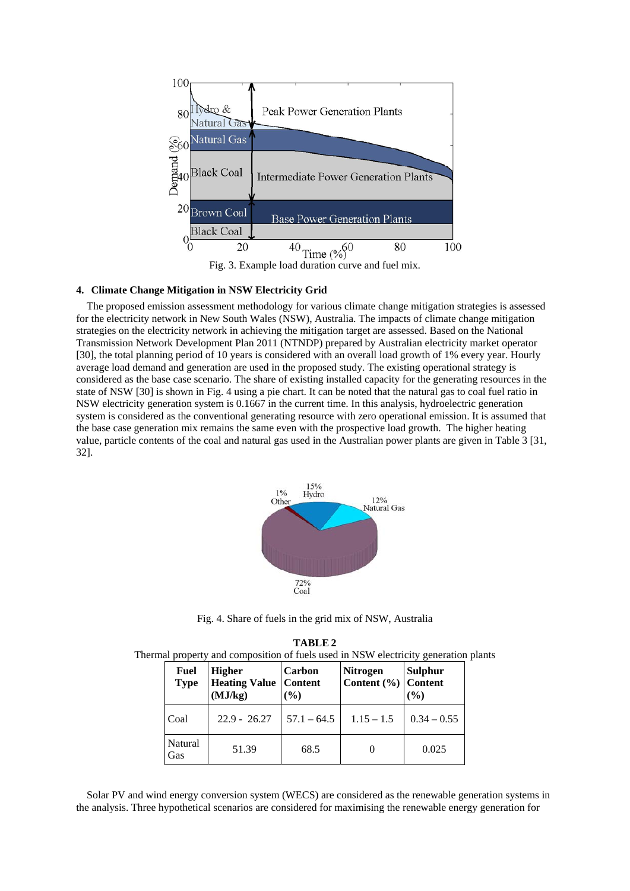Fig. 3. Example load duration curve and fuel mix.

### 4. Climate Change Mitigation in NSW Electricity Grid

The proposed emission assessment methodology for various climate change mitigation strategies is assessed for the electricity network in New South Wales (NSW), Australia. The impacts of climate change mitigation strategies on the electricity network in achieving the mitigation target are assessed. Based on the National Transmission Network Development Plan 2011 (NTNDP) prepared by Australian electricity market operator [30], the total planning period of 10 years is considered with an overall load growth of 1% every year. Hourly average load demand and generation are used in the proposed study. The existing operational strategy is considered as the base case scenario. The share of existing installed capacity for the generating resources in the state of NSW [30] is shown in Fig. 4 using a pie chart. It can be noted that the natural gas to coal fuel ratio in NSW electricity generation system is 0.1667 in the current time. In this analysis, hydroelectric generation system is considered as the conventional generating resource with zero operational emission. It is assumed that the base case generation mix remains the same even with the prospective load growth. The higher heating value, particle contents of the coal and natural gas used in the Australian power plants are given in Table 3 [31, 32].

Fig. 4. Share of fuels in the grid mix of NSW, Australia

**TABLE 2**

Thermal property and composition of fuels used in NSW electricity generation plants

| Fuel Type | Higher Heating Value (MJ/kg) | Carbon Content (%) | Nitrogen Content (%) | Sulphur Content (%) |
|---|---|---|---|---|
| Coal | 22.9 - 26.27 | 57.1 – 64.5 | 1.15 – 1.5 | 0.34 – 0.55 |
| Natural Gas | 51.39 | 68.5 | 0 | 0.025 |

Solar PV and wind energy conversion system (WECS) are considered as the renewable generation systems in the analysis. Three hypothetical scenarios are considered for maximising the renewable energy generation for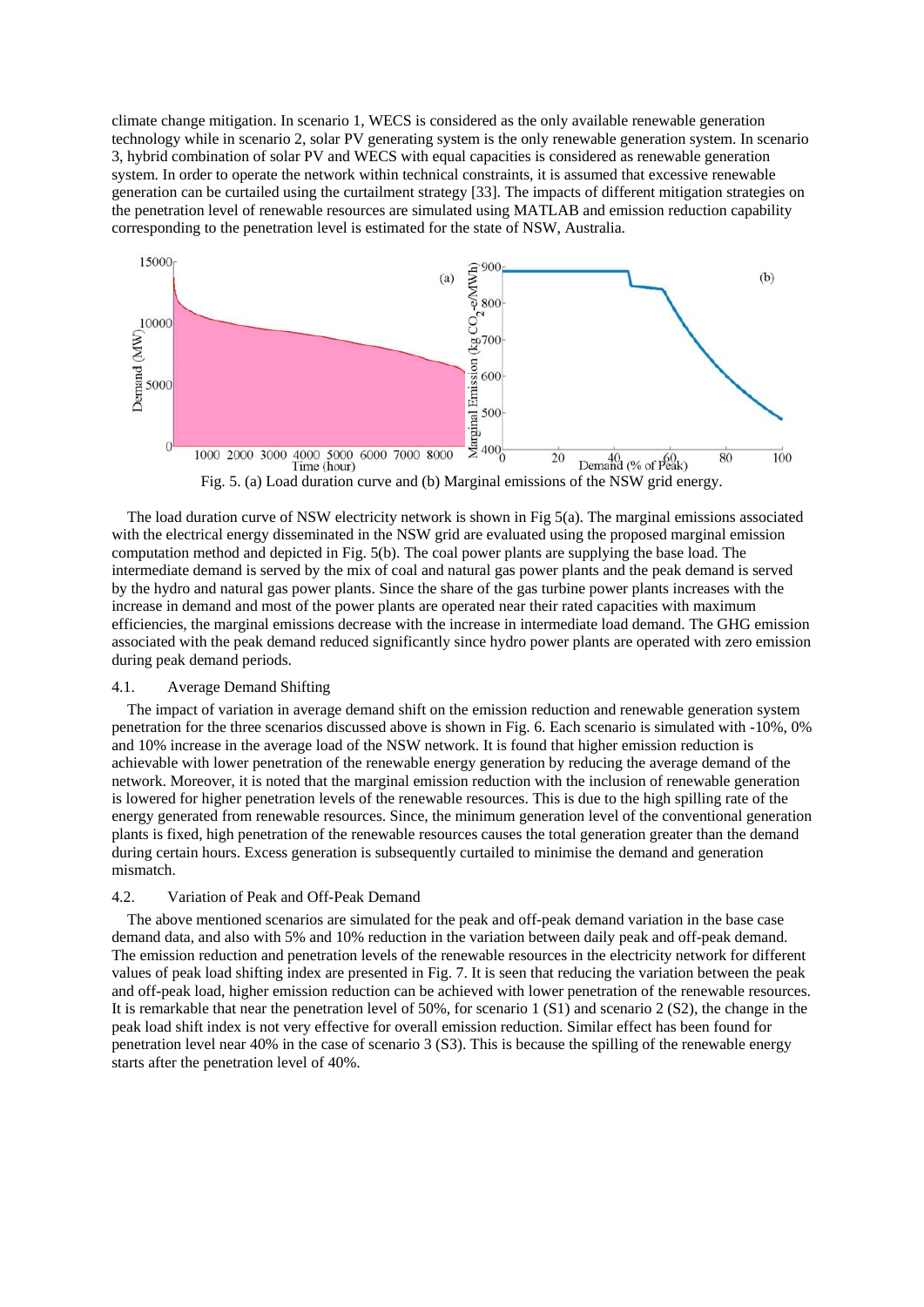climate change mitigation. In scenario 1, WECS is considered as the only available renewable generation technology while in scenario 2, solar PV generating system is the only renewable generation system. In scenario 3, hybrid combination of solar PV and WECS with equal capacities is considered as renewable generation system. In order to operate the network within technical constraints, it is assumed that excessive renewable generation can be curtailed using the curtailment strategy [33]. The impacts of different mitigation strategies on the penetration level of renewable resources are simulated using MATLAB and emission reduction capability corresponding to the penetration level is estimated for the state of NSW, Australia.

Fig. 5. (a) Load duration curve and (b) Marginal emissions of the NSW grid energy.

The load duration curve of NSW electricity network is shown in Fig 5(a). The marginal emissions associated with the electrical energy disseminated in the NSW grid are evaluated using the proposed marginal emission computation method and depicted in Fig. 5(b). The coal power plants are supplying the base load. The intermediate demand is served by the mix of coal and natural gas power plants and the peak demand is served by the hydro and natural gas power plants. Since the share of the gas turbine power plants increases with the increase in demand and most of the power plants are operated near their rated capacities with maximum efficiencies, the marginal emissions decrease with the increase in intermediate load demand. The GHG emission associated with the peak demand reduced significantly since hydro power plants are operated with zero emission during peak demand periods.

### 4.1. Average Demand Shifting

The impact of variation in average demand shift on the emission reduction and renewable generation system penetration for the three scenarios discussed above is shown in Fig. 6. Each scenario is simulated with -10%, 0% and 10% increase in the average load of the NSW network. It is found that higher emission reduction is achievable with lower penetration of the renewable energy generation by reducing the average demand of the network. Moreover, it is noted that the marginal emission reduction with the inclusion of renewable generation is lowered for higher penetration levels of the renewable resources. This is due to the high spilling rate of the energy generated from renewable resources. Since, the minimum generation level of the conventional generation plants is fixed, high penetration of the renewable resources causes the total generation greater than the demand during certain hours. Excess generation is subsequently curtailed to minimise the demand and generation mismatch.

### 4.2. Variation of Peak and Off-Peak Demand

The above mentioned scenarios are simulated for the peak and off-peak demand variation in the base case demand data, and also with 5% and 10% reduction in the variation between daily peak and off-peak demand. The emission reduction and penetration levels of the renewable resources in the electricity network for different values of peak load shifting index are presented in Fig. 7. It is seen that reducing the variation between the peak and off-peak load, higher emission reduction can be achieved with lower penetration of the renewable resources. It is remarkable that near the penetration level of 50%, for scenario 1 (S1) and scenario 2 (S2), the change in the peak load shift index is not very effective for overall emission reduction. Similar effect has been found for penetration level near 40% in the case of scenario 3 (S3). This is because the spilling of the renewable energy starts after the penetration level of 40%.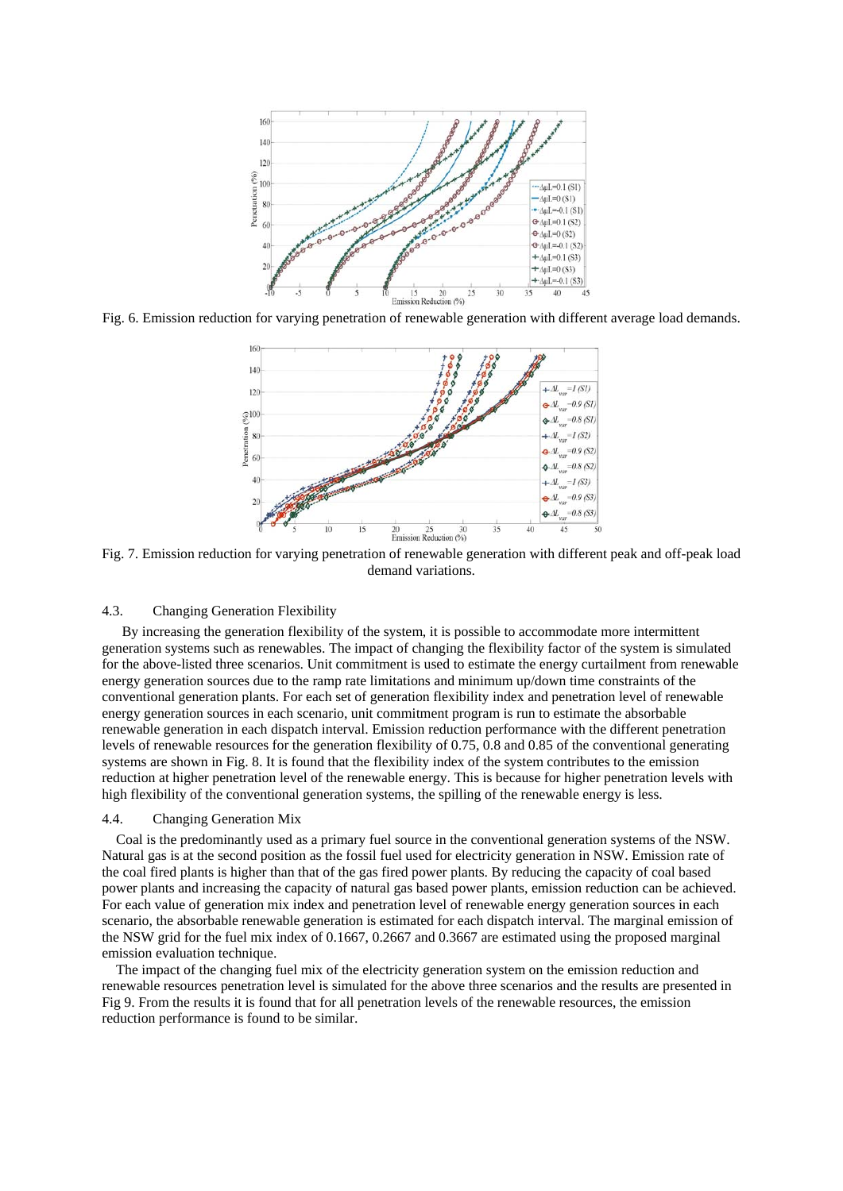Fig. 6. Emission reduction for varying penetration of renewable generation with different average load demands.

Fig. 7. Emission reduction for varying penetration of renewable generation with different peak and off-peak load demand variations.

### 4.3. Changing Generation Flexibility

By increasing the generation flexibility of the system, it is possible to accommodate more intermittent generation systems such as renewables. The impact of changing the flexibility factor of the system is simulated for the above-listed three scenarios. Unit commitment is used to estimate the energy curtailment from renewable energy generation sources due to the ramp rate limitations and minimum up/down time constraints of the conventional generation plants. For each set of generation flexibility index and penetration level of renewable energy generation sources in each scenario, unit commitment program is run to estimate the absorbable renewable generation in each dispatch interval. Emission reduction performance with the different penetration levels of renewable resources for the generation flexibility of 0.75, 0.8 and 0.85 of the conventional generating systems are shown in Fig. 8. It is found that the flexibility index of the system contributes to the emission reduction at higher penetration level of the renewable energy. This is because for higher penetration levels with high flexibility of the conventional generation systems, the spilling of the renewable energy is less.

### 4.4. Changing Generation Mix

Coal is the predominantly used as a primary fuel source in the conventional generation systems of the NSW. Natural gas is at the second position as the fossil fuel used for electricity generation in NSW. Emission rate of the coal fired plants is higher than that of the gas fired power plants. By reducing the capacity of coal based power plants and increasing the capacity of natural gas based power plants, emission reduction can be achieved. For each value of generation mix index and penetration level of renewable energy generation sources in each scenario, the absorbable renewable generation is estimated for each dispatch interval. The marginal emission of the NSW grid for the fuel mix index of 0.1667, 0.2667 and 0.3667 are estimated using the proposed marginal emission evaluation technique.

The impact of the changing fuel mix of the electricity generation system on the emission reduction and renewable resources penetration level is simulated for the above three scenarios and the results are presented in Fig 9. From the results it is found that for all penetration levels of the renewable resources, the emission reduction performance is found to be similar.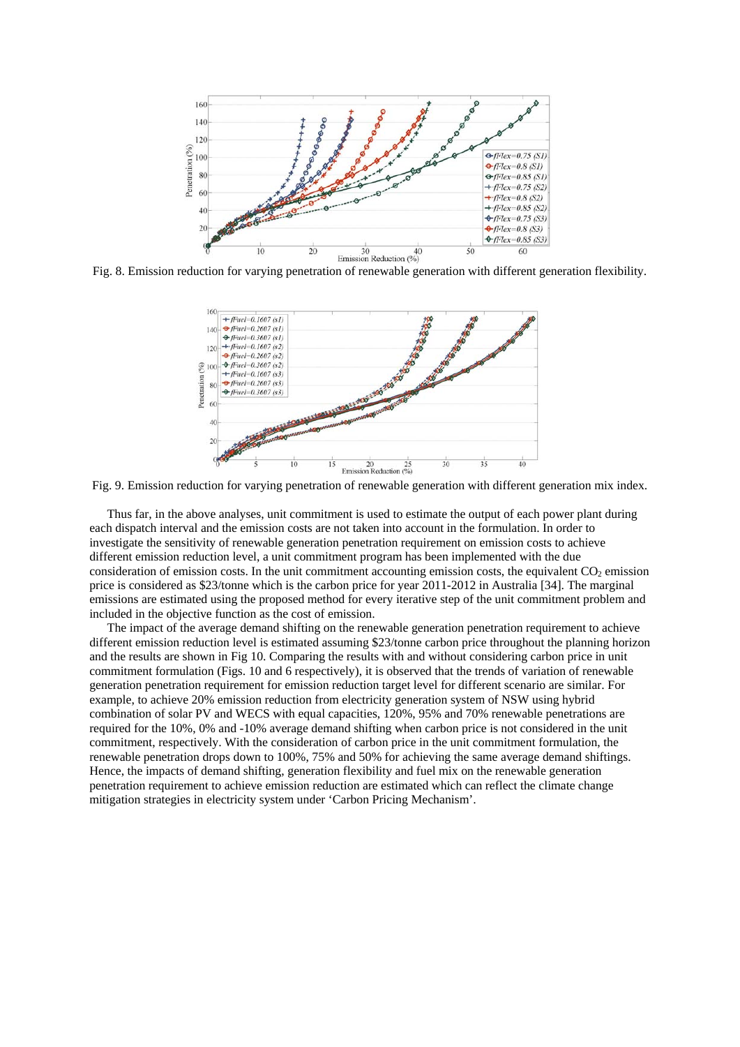Fig. 8. Emission reduction for varying penetration of renewable generation with different generation flexibility.

Fig. 9. Emission reduction for varying penetration of renewable generation with different generation mix index.

Thus far, in the above analyses, unit commitment is used to estimate the output of each power plant during each dispatch interval and the emission costs are not taken into account in the formulation. In order to investigate the sensitivity of renewable generation penetration requirement on emission costs to achieve different emission reduction level, a unit commitment program has been implemented with the due consideration of emission costs. In the unit commitment accounting emission costs, the equivalent $CO_2$ emission price is considered as \$23/tonne which is the carbon price for year 2011-2012 in Australia [34]. The marginal emissions are estimated using the proposed method for every iterative step of the unit commitment problem and included in the objective function as the cost of emission.

The impact of the average demand shifting on the renewable generation penetration requirement to achieve different emission reduction level is estimated assuming \$23/tonne carbon price throughout the planning horizon and the results are shown in Fig 10. Comparing the results with and without considering carbon price in unit commitment formulation (Figs. 10 and 6 respectively), it is observed that the trends of variation of renewable generation penetration requirement for emission reduction target level for different scenario are similar. For example, to achieve 20% emission reduction from electricity generation system of NSW using hybrid combination of solar PV and WECS with equal capacities, 120%, 95% and 70% renewable penetrations are required for the 10%, 0% and -10% average demand shifting when carbon price is not considered in the unit commitment, respectively. With the consideration of carbon price in the unit commitment formulation, the renewable penetration drops down to 100%, 75% and 50% for achieving the same average demand shiftings. Hence, the impacts of demand shifting, generation flexibility and fuel mix on the renewable generation penetration requirement to achieve emission reduction are estimated which can reflect the climate change mitigation strategies in electricity system under 'Carbon Pricing Mechanism'.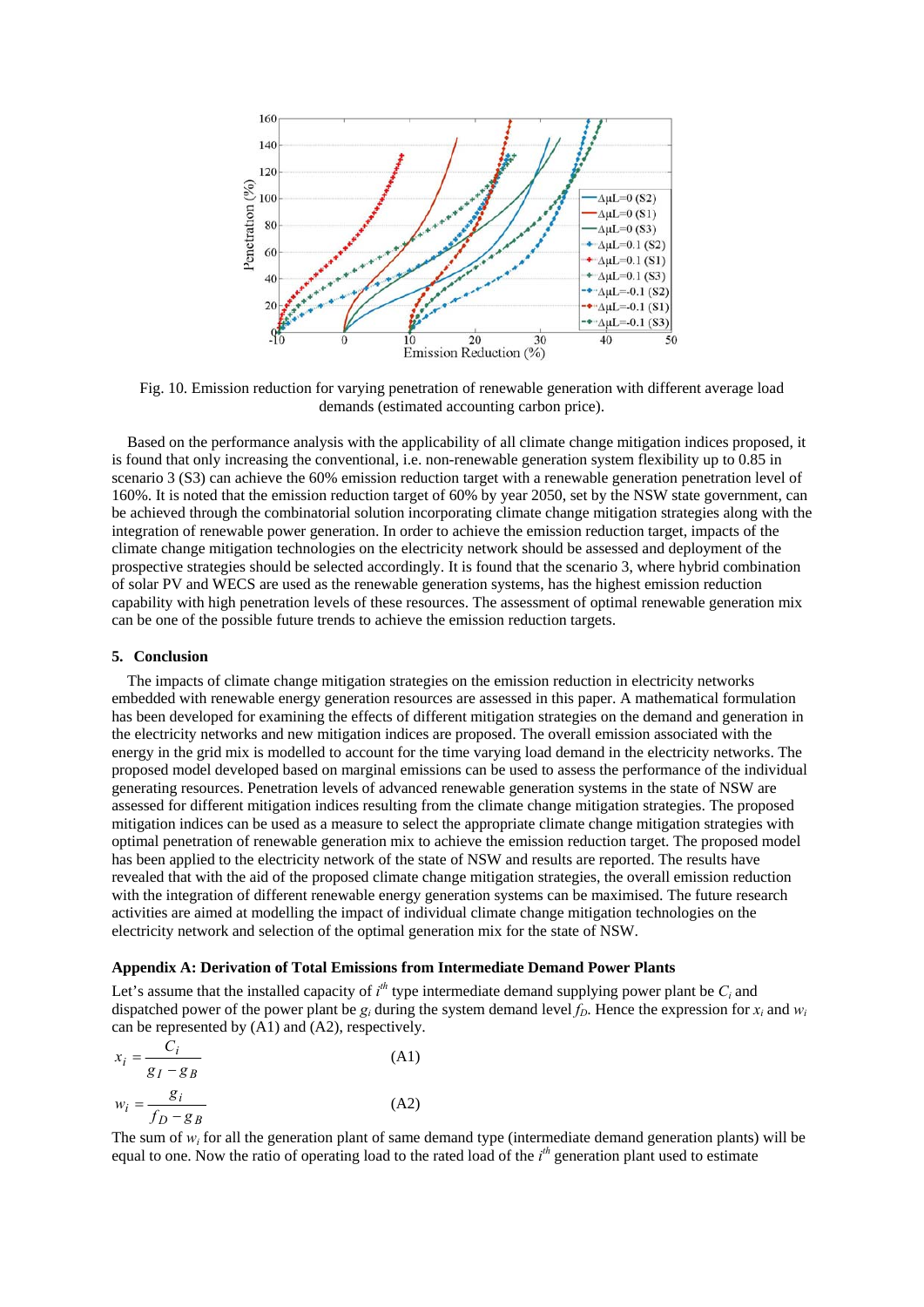Penetration (%)

160

140

120

100

80

60

40

20

0

-10

0

10

20

30

40

50

Emission Reduction (%)

ΔμL=0 (S2)

ΔμL=0 (S1)

ΔμL=0 (S3)

ΔμL=0.1 (S2)

ΔμL=0.1 (S1)

ΔμL=0.1 (S3)

ΔμL=-0.1 (S2)

ΔμL=-0.1 (S1)

ΔμL=-0.1 (S3)

Fig. 10. Emission reduction for varying penetration of renewable generation with different average load demands (estimated accounting carbon price).

Based on the performance analysis with the applicability of all climate change mitigation indices proposed, it is found that only increasing the conventional, i.e. non-renewable generation system flexibility up to 0.85 in scenario 3 (S3) can achieve the 60% emission reduction target with a renewable generation penetration level of 160%. It is noted that the emission reduction target of 60% by year 2050, set by the NSW state government, can be achieved through the combinatorial solution incorporating climate change mitigation strategies along with the integration of renewable power generation. In order to achieve the emission reduction target, impacts of the climate change mitigation technologies on the electricity network should be assessed and deployment of the prospective strategies should be selected accordingly. It is found that the scenario 3, where hybrid combination of solar PV and WECS are used as the renewable generation systems, has the highest emission reduction capability with high penetration levels of these resources. The assessment of optimal renewable generation mix can be one of the possible future trends to achieve the emission reduction targets.

## 5. Conclusion

The impacts of climate change mitigation strategies on the emission reduction in electricity networks embedded with renewable energy generation resources are assessed in this paper. A mathematical formulation has been developed for examining the effects of different mitigation strategies on the demand and generation in the electricity networks and new mitigation indices are proposed. The overall emission associated with the energy in the grid mix is modelled to account for the time varying load demand in the electricity networks. The proposed model developed based on marginal emissions can be used to assess the performance of the individual generating resources. Penetration levels of advanced renewable generation systems in the state of NSW are assessed for different mitigation indices resulting from the climate change mitigation strategies. The proposed mitigation indices can be used as a measure to select the appropriate climate change mitigation strategies with optimal penetration of renewable generation mix to achieve the emission reduction target. The proposed model has been applied to the electricity network of the state of NSW and results are reported. The results have revealed that with the aid of the proposed climate change mitigation strategies, the overall emission reduction with the integration of different renewable energy generation systems can be maximised. The future research activities are aimed at modelling the impact of individual climate change mitigation technologies on the electricity network and selection of the optimal generation mix for the state of NSW.

### Appendix A: Derivation of Total Emissions from Intermediate Demand Power Plants

Let's assume that the installed capacity of $i^{th}$ type intermediate demand supplying power plant be $C_i$ and dispatched power of the power plant be $g_i$ during the system demand level $f_D$. Hence the expression for $x_i$ and $w_i$ can be represented by (A1) and (A2), respectively.

$$x_i = \frac{C_i}{g_I - g_B} \tag{A1}$$

$$w_i = \frac{g_i}{f_D - g_B} \tag{A2}$$

The sum of $w_i$ for all the generation plant of same demand type (intermediate demand generation plants) will be equal to one. Now the ratio of operating load to the rated load of the $i^{th}$ generation plant used to estimate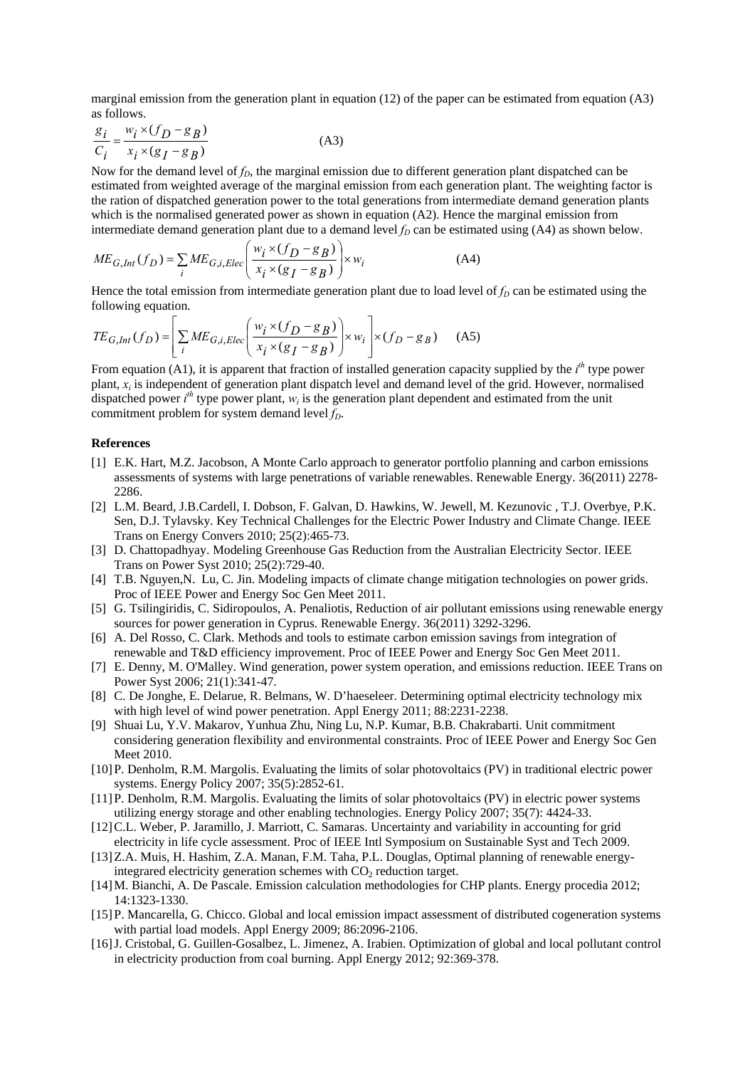marginal emission from the generation plant in equation (12) of the paper can be estimated from equation (A3) as follows.

$$\frac{g_i}{C_i} = \frac{w_i \times (f_D - g_B)}{x_i \times (g_I - g_B)} \qquad \text{(A3)}$$

Now for the demand level of $f_D$, the marginal emission due to different generation plant dispatched can be estimated from weighted average of the marginal emission from each generation plant. The weighting factor is the ration of dispatched generation power to the total generations from intermediate demand generation plants which is the normalised generated power as shown in equation (A2). Hence the marginal emission from intermediate demand generation plant due to a demand level $f_D$ can be estimated using (A4) as shown below.

$$ME_{G,Int}(f_D) = \sum_i ME_{G,i,Elec}\left(\frac{w_i \times (f_D - g_B)}{x_i \times (g_I - g_B)}\right) \times w_i \qquad \text{(A4)}$$

Hence the total emission from intermediate generation plant due to load level of $f_D$ can be estimated using the following equation.

$$TE_{G,Int}(f_D) = \left[\sum_i ME_{G,i,Elec}\left(\frac{w_i \times (f_D - g_B)}{x_i \times (g_I - g_B)}\right) \times w_i\right] \times (f_D - g_B) \qquad \text{(A5)}$$

From equation (A1), it is apparent that fraction of installed generation capacity supplied by the $i^{th}$ type power plant, $x_i$ is independent of generation plant dispatch level and demand level of the grid. However, normalised dispatched power $i^{th}$ type power plant, $w_i$ is the generation plant dependent and estimated from the unit commitment problem for system demand level $f_D$.

**References**

[1] E.K. Hart, M.Z. Jacobson, A Monte Carlo approach to generator portfolio planning and carbon emissions assessments of systems with large penetrations of variable renewables. Renewable Energy. 36(2011) 2278-2286.

[2] L.M. Beard, J.B.Cardell, I. Dobson, F. Galvan, D. Hawkins, W. Jewell, M. Kezunovic , T.J. Overbye, P.K. Sen, D.J. Tylavsky. Key Technical Challenges for the Electric Power Industry and Climate Change. IEEE Trans on Energy Convers 2010; 25(2):465-73.

[3] D. Chattopadhyay. Modeling Greenhouse Gas Reduction from the Australian Electricity Sector. IEEE Trans on Power Syst 2010; 25(2):729-40.

[4] T.B. Nguyen,N. Lu, C. Jin. Modeling impacts of climate change mitigation technologies on power grids. Proc of IEEE Power and Energy Soc Gen Meet 2011.

[5] G. Tsilingiridis, C. Sidiropoulos, A. Penaliotis, Reduction of air pollutant emissions using renewable energy sources for power generation in Cyprus. Renewable Energy. 36(2011) 3292-3296.

[6] A. Del Rosso, C. Clark. Methods and tools to estimate carbon emission savings from integration of renewable and T&D efficiency improvement. Proc of IEEE Power and Energy Soc Gen Meet 2011.

[7] E. Denny, M. O'Malley. Wind generation, power system operation, and emissions reduction. IEEE Trans on Power Syst 2006; 21(1):341-47.

[8] C. De Jonghe, E. Delarue, R. Belmans, W. D'haeseleer. Determining optimal electricity technology mix with high level of wind power penetration. Appl Energy 2011; 88:2231-2238.

[9] Shuai Lu, Y.V. Makarov, Yunhua Zhu, Ning Lu, N.P. Kumar, B.B. Chakrabarti. Unit commitment considering generation flexibility and environmental constraints. Proc of IEEE Power and Energy Soc Gen Meet 2010.

[10] P. Denholm, R.M. Margolis. Evaluating the limits of solar photovoltaics (PV) in traditional electric power systems. Energy Policy 2007; 35(5):2852-61.

[11] P. Denholm, R.M. Margolis. Evaluating the limits of solar photovoltaics (PV) in electric power systems utilizing energy storage and other enabling technologies. Energy Policy 2007; 35(7): 4424-33.

[12] C.L. Weber, P. Jaramillo, J. Marriott, C. Samaras. Uncertainty and variability in accounting for grid electricity in life cycle assessment. Proc of IEEE Intl Symposium on Sustainable Syst and Tech 2009.

[13] Z.A. Muis, H. Hashim, Z.A. Manan, F.M. Taha, P.L. Douglas, Optimal planning of renewable energy-integrared electricity generation schemes with $CO_2$ reduction target.

[14] M. Bianchi, A. De Pascale. Emission calculation methodologies for CHP plants. Energy procedia 2012; 14:1323-1330.

[15] P. Mancarella, G. Chicco. Global and local emission impact assessment of distributed cogeneration systems with partial load models. Appl Energy 2009; 86:2096-2106.

[16] J. Cristobal, G. Guillen-Gosalbez, L. Jimenez, A. Irabien. Optimization of global and local pollutant control in electricity production from coal burning. Appl Energy 2012; 92:369-378.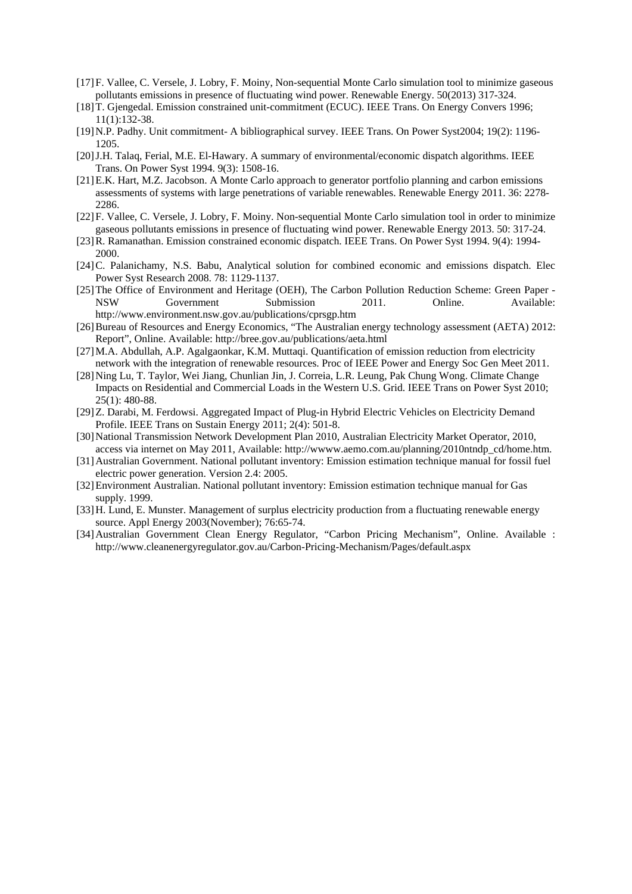[17] F. Vallee, C. Versele, J. Lobry, F. Moiny, Non-sequential Monte Carlo simulation tool to minimize gaseous pollutants emissions in presence of fluctuating wind power. Renewable Energy. 50(2013) 317-324.

[18] T. Gjengedal. Emission constrained unit-commitment (ECUC). IEEE Trans. On Energy Convers 1996; 11(1):132-38.

[19] N.P. Padhy. Unit commitment- A bibliographical survey. IEEE Trans. On Power Syst2004; 19(2): 1196-1205.

[20] J.H. Talaq, Ferial, M.E. El-Hawary. A summary of environmental/economic dispatch algorithms. IEEE Trans. On Power Syst 1994. 9(3): 1508-16.

[21] E.K. Hart, M.Z. Jacobson. A Monte Carlo approach to generator portfolio planning and carbon emissions assessments of systems with large penetrations of variable renewables. Renewable Energy 2011. 36: 2278-2286.

[22] F. Vallee, C. Versele, J. Lobry, F. Moiny. Non-sequential Monte Carlo simulation tool in order to minimize gaseous pollutants emissions in presence of fluctuating wind power. Renewable Energy 2013. 50: 317-24.

[23] R. Ramanathan. Emission constrained economic dispatch. IEEE Trans. On Power Syst 1994. 9(4): 1994-2000.

[24] C. Palanichamy, N.S. Babu, Analytical solution for combined economic and emissions dispatch. Elec Power Syst Research 2008. 78: 1129-1137.

[25] The Office of Environment and Heritage (OEH), The Carbon Pollution Reduction Scheme: Green Paper - NSW Government Submission 2011. Online. Available: http://www.environment.nsw.gov.au/publications/cprsgp.htm

[26] Bureau of Resources and Energy Economics, "The Australian energy technology assessment (AETA) 2012: Report", Online. Available: http://bree.gov.au/publications/aeta.html

[27] M.A. Abdullah, A.P. Agalgaonkar, K.M. Muttaqi. Quantification of emission reduction from electricity network with the integration of renewable resources. Proc of IEEE Power and Energy Soc Gen Meet 2011.

[28] Ning Lu, T. Taylor, Wei Jiang, Chunlian Jin, J. Correia, L.R. Leung, Pak Chung Wong. Climate Change Impacts on Residential and Commercial Loads in the Western U.S. Grid. IEEE Trans on Power Syst 2010; 25(1): 480-88.

[29] Z. Darabi, M. Ferdowsi. Aggregated Impact of Plug-in Hybrid Electric Vehicles on Electricity Demand Profile. IEEE Trans on Sustain Energy 2011; 2(4): 501-8.

[30] National Transmission Network Development Plan 2010, Australian Electricity Market Operator, 2010, access via internet on May 2011, Available: http://wwww.aemo.com.au/planning/2010ntndp_cd/home.htm.

[31] Australian Government. National pollutant inventory: Emission estimation technique manual for fossil fuel electric power generation. Version 2.4: 2005.

[32] Environment Australian. National pollutant inventory: Emission estimation technique manual for Gas supply. 1999.

[33] H. Lund, E. Munster. Management of surplus electricity production from a fluctuating renewable energy source. Appl Energy 2003(November); 76:65-74.

[34] Australian Government Clean Energy Regulator, "Carbon Pricing Mechanism", Online. Available : http://www.cleanenergyregulator.gov.au/Carbon-Pricing-Mechanism/Pages/default.aspx